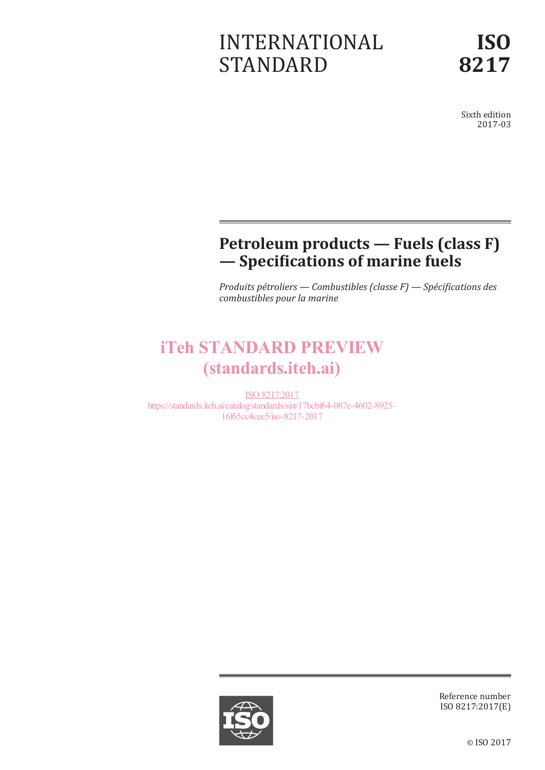INTERNATIONAL STANDARD

# ISO 8217

Sixth edition
2017-03

# Petroleum products — Fuels (class F) — Specifications of marine fuels

*Produits pétroliers — Combustibles (classe F) — Spécifications des combustibles pour la marine*

iTeh STANDARD PREVIEW
(standards.iteh.ai)

ISO 8217:2017
https://standards.iteh.ai/catalog/standards/sist/17bcbf64-087e-4602-8925-16f65cc4cee5/iso-8217-2017

Reference number
ISO 8217:2017(E)

© ISO 2017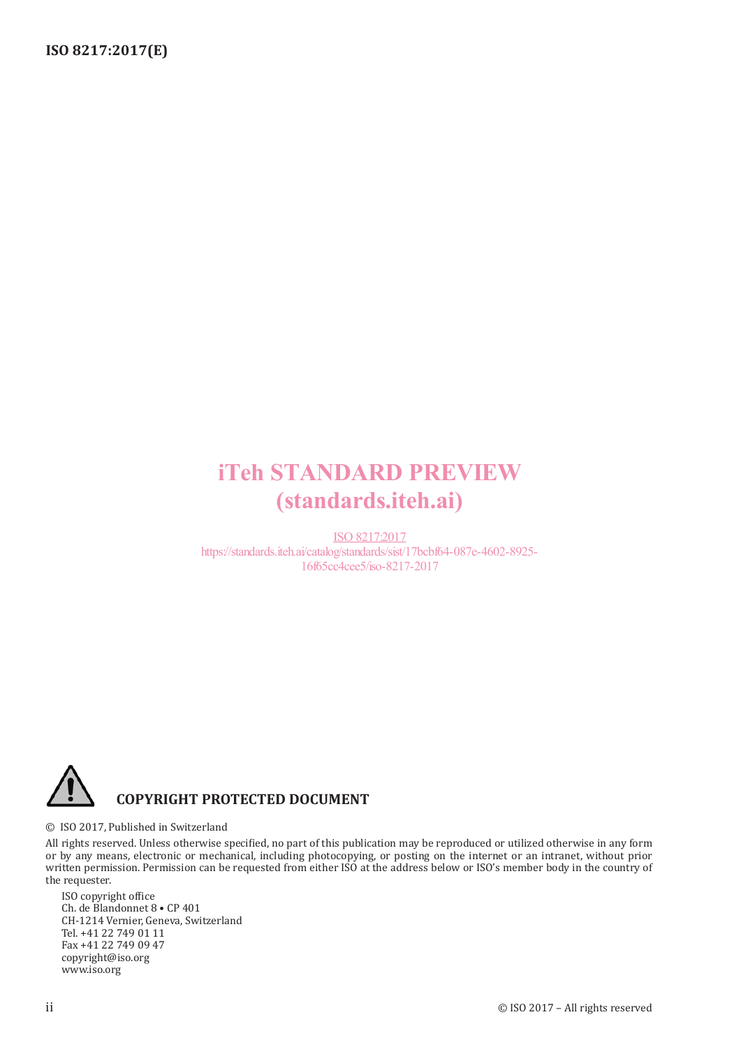iTeh STANDARD PREVIEW
(standards.iteh.ai)

ISO 8217:2017
https://standards.iteh.ai/catalog/standards/sist/17bcbf64-087e-4602-8925-16f65cc4cee5/iso-8217-2017

**COPYRIGHT PROTECTED DOCUMENT**

© ISO 2017, Published in Switzerland

All rights reserved. Unless otherwise specified, no part of this publication may be reproduced or utilized otherwise in any form or by any means, electronic or mechanical, including photocopying, or posting on the internet or an intranet, without prior written permission. Permission can be requested from either ISO at the address below or ISO's member body in the country of the requester.

ISO copyright office
Ch. de Blandonnet 8 • CP 401
CH-1214 Vernier, Geneva, Switzerland
Tel. +41 22 749 01 11
Fax +41 22 749 09 47
copyright@iso.org
www.iso.org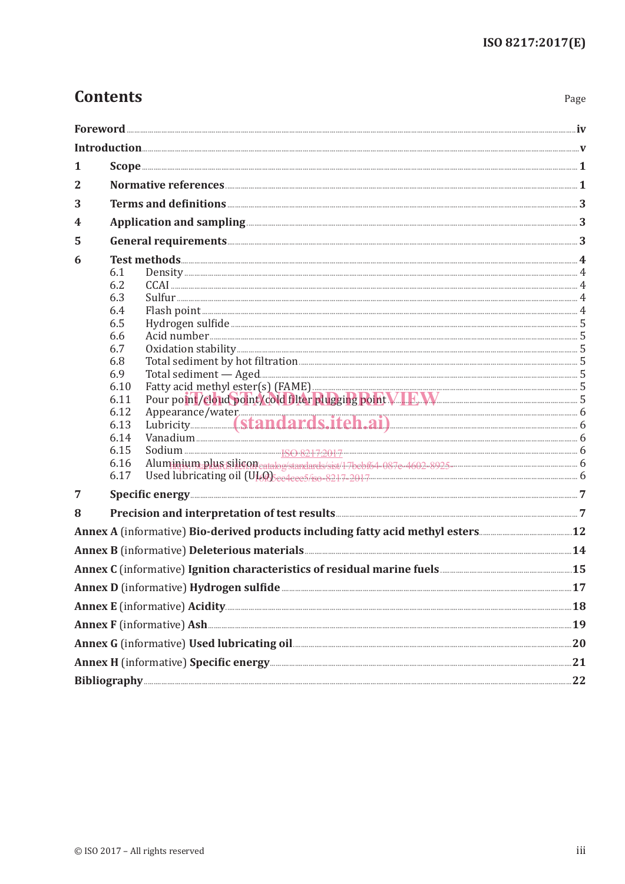# Contents

Page

**Foreword** ... **iv**

**Introduction** ... **v**

**1 Scope** ... **1**

**2 Normative references** ... **1**

**3 Terms and definitions** ... **3**

**4 Application and sampling** ... **3**

**5 General requirements** ... **3**

**6 Test methods** ... **4**

- 6.1 Density ... 4
- 6.2 CCAI ... 4
- 6.3 Sulfur ... 4
- 6.4 Flash point ... 4
- 6.5 Hydrogen sulfide ... 5
- 6.6 Acid number ... 5
- 6.7 Oxidation stability ... 5
- 6.8 Total sediment by hot filtration ... 5
- 6.9 Total sediment — Aged ... 5
- 6.10 Fatty acid methyl ester(s) (FAME) ... 5
- 6.11 Pour point/cloud point/cold filter plugging point ... 5
- 6.12 Appearance/water ... 6
- 6.13 Lubricity ... 6
- 6.14 Vanadium ... 6
- 6.15 Sodium ... 6
- 6.16 Aluminium plus silicon ... 6
- 6.17 Used lubricating oil (ULO) ... 6

**7 Specific energy** ... **7**

**8 Precision and interpretation of test results** ... **7**

**Annex A** (informative) **Bio-derived products including fatty acid methyl esters** ... **12**

**Annex B** (informative) **Deleterious materials** ... **14**

**Annex C** (informative) **Ignition characteristics of residual marine fuels** ... **15**

**Annex D** (informative) **Hydrogen sulfide** ... **17**

**Annex E** (informative) **Acidity** ... **18**

**Annex F** (informative) **Ash** ... **19**

**Annex G** (informative) **Used lubricating oil** ... **20**

**Annex H** (informative) **Specific energy** ... **21**

**Bibliography** ... **22**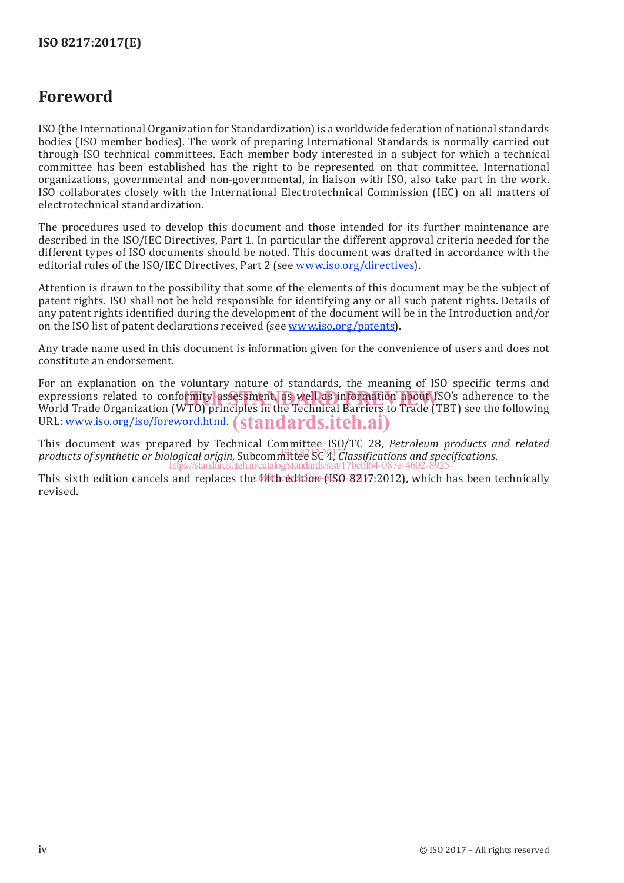# Foreword

ISO (the International Organization for Standardization) is a worldwide federation of national standards bodies (ISO member bodies). The work of preparing International Standards is normally carried out through ISO technical committees. Each member body interested in a subject for which a technical committee has been established has the right to be represented on that committee. International organizations, governmental and non-governmental, in liaison with ISO, also take part in the work. ISO collaborates closely with the International Electrotechnical Commission (IEC) on all matters of electrotechnical standardization.

The procedures used to develop this document and those intended for its further maintenance are described in the ISO/IEC Directives, Part 1. In particular the different approval criteria needed for the different types of ISO documents should be noted. This document was drafted in accordance with the editorial rules of the ISO/IEC Directives, Part 2 (see www.iso.org/directives).

Attention is drawn to the possibility that some of the elements of this document may be the subject of patent rights. ISO shall not be held responsible for identifying any or all such patent rights. Details of any patent rights identified during the development of the document will be in the Introduction and/or on the ISO list of patent declarations received (see www.iso.org/patents).

Any trade name used in this document is information given for the convenience of users and does not constitute an endorsement.

For an explanation on the voluntary nature of standards, the meaning of ISO specific terms and expressions related to conformity assessment, as well as information about ISO's adherence to the World Trade Organization (WTO) principles in the Technical Barriers to Trade (TBT) see the following URL: www.iso.org/iso/foreword.html.

This document was prepared by Technical Committee ISO/TC 28, *Petroleum products and related products of synthetic or biological origin*, Subcommittee SC 4, *Classifications and specifications*.

This sixth edition cancels and replaces the fifth edition (ISO 8217:2012), which has been technically revised.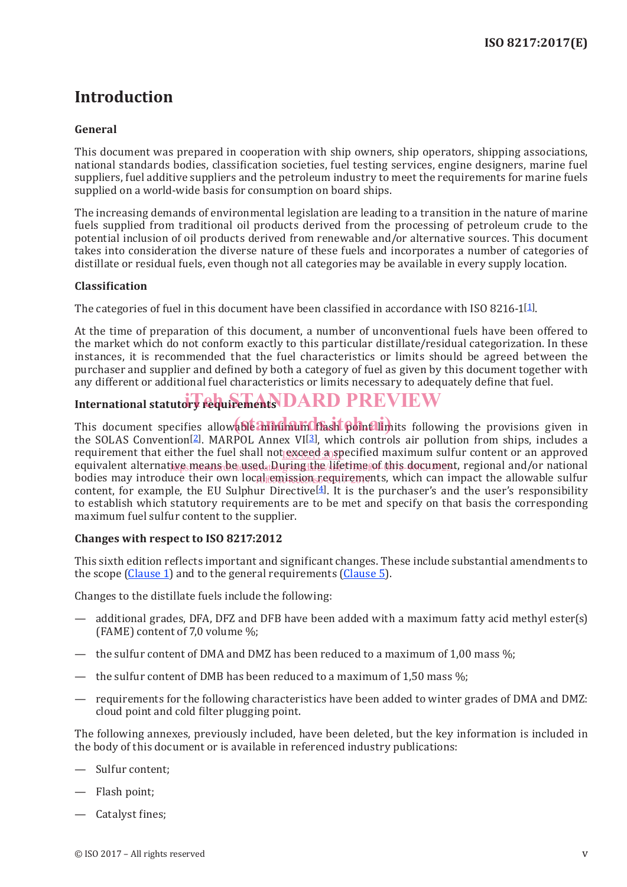# Introduction

## General

This document was prepared in cooperation with ship owners, ship operators, shipping associations, national standards bodies, classification societies, fuel testing services, engine designers, marine fuel suppliers, fuel additive suppliers and the petroleum industry to meet the requirements for marine fuels supplied on a world-wide basis for consumption on board ships.

The increasing demands of environmental legislation are leading to a transition in the nature of marine fuels supplied from traditional oil products derived from the processing of petroleum crude to the potential inclusion of oil products derived from renewable and/or alternative sources. This document takes into consideration the diverse nature of these fuels and incorporates a number of categories of distillate or residual fuels, even though not all categories may be available in every supply location.

## Classification

The categories of fuel in this document have been classified in accordance with ISO 8216-1[1].

At the time of preparation of this document, a number of unconventional fuels have been offered to the market which do not conform exactly to this particular distillate/residual categorization. In these instances, it is recommended that the fuel characteristics or limits should be agreed between the purchaser and supplier and defined by both a category of fuel as given by this document together with any different or additional fuel characteristics or limits necessary to adequately define that fuel.

## International statutory requirements

This document specifies allowable minimum flash point limits following the provisions given in the SOLAS Convention[2]. MARPOL Annex VI[3], which controls air pollution from ships, includes a requirement that either the fuel shall not exceed a specified maximum sulfur content or an approved equivalent alternative means be used. During the lifetime of this document, regional and/or national bodies may introduce their own local emission requirements, which can impact the allowable sulfur content, for example, the EU Sulphur Directive[4]. It is the purchaser's and the user's responsibility to establish which statutory requirements are to be met and specify on that basis the corresponding maximum fuel sulfur content to the supplier.

## Changes with respect to ISO 8217:2012

This sixth edition reflects important and significant changes. These include substantial amendments to the scope (Clause 1) and to the general requirements (Clause 5).

Changes to the distillate fuels include the following:

— additional grades, DFA, DFZ and DFB have been added with a maximum fatty acid methyl ester(s) (FAME) content of 7,0 volume %;

— the sulfur content of DMA and DMZ has been reduced to a maximum of 1,00 mass %;

— the sulfur content of DMB has been reduced to a maximum of 1,50 mass %;

— requirements for the following characteristics have been added to winter grades of DMA and DMZ: cloud point and cold filter plugging point.

The following annexes, previously included, have been deleted, but the key information is included in the body of this document or is available in referenced industry publications:

— Sulfur content;

— Flash point;

— Catalyst fines;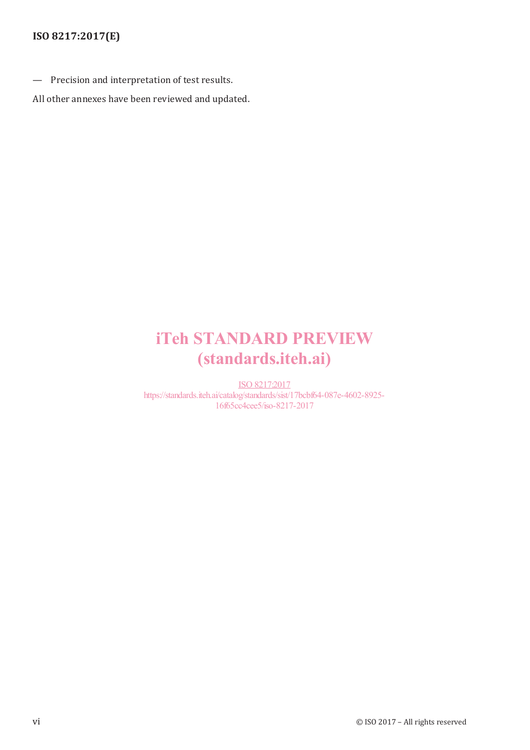— Precision and interpretation of test results.

All other annexes have been reviewed and updated.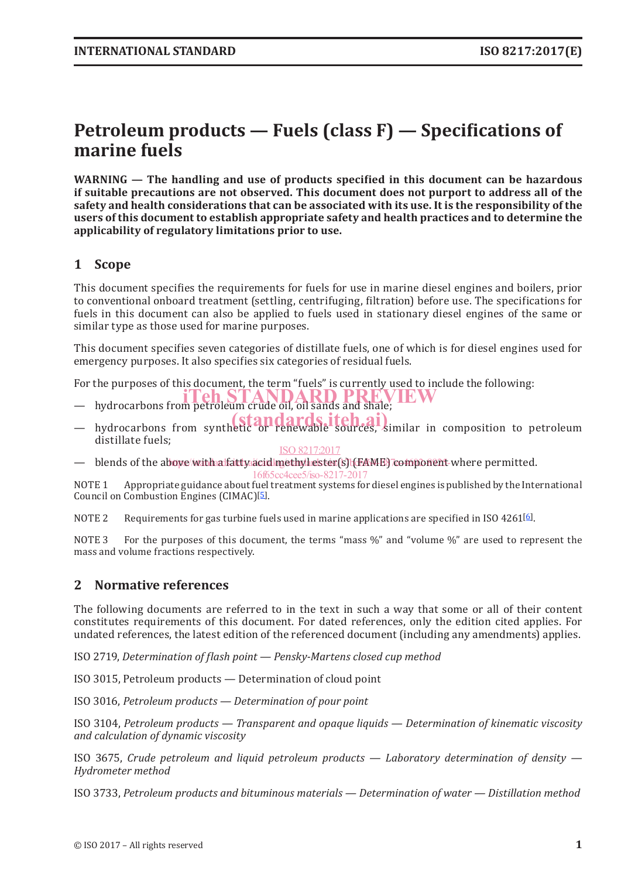# Petroleum products — Fuels (class F) — Specifications of marine fuels

**WARNING — The handling and use of products specified in this document can be hazardous if suitable precautions are not observed. This document does not purport to address all of the safety and health considerations that can be associated with its use. It is the responsibility of the users of this document to establish appropriate safety and health practices and to determine the applicability of regulatory limitations prior to use.**

## 1 Scope

This document specifies the requirements for fuels for use in marine diesel engines and boilers, prior to conventional onboard treatment (settling, centrifuging, filtration) before use. The specifications for fuels in this document can also be applied to fuels used in stationary diesel engines of the same or similar type as those used for marine purposes.

This document specifies seven categories of distillate fuels, one of which is for diesel engines used for emergency purposes. It also specifies six categories of residual fuels.

For the purposes of this document, the term "fuels" is currently used to include the following:

— hydrocarbons from petroleum crude oil, oil sands and shale;

— hydrocarbons from synthetic or renewable sources, similar in composition to petroleum distillate fuels;

— blends of the above with a fatty acid methyl ester(s) (FAME) component where permitted.

NOTE 1 Appropriate guidance about fuel treatment systems for diesel engines is published by the International Council on Combustion Engines (CIMAC)[5].

NOTE 2 Requirements for gas turbine fuels used in marine applications are specified in ISO 4261[6].

NOTE 3 For the purposes of this document, the terms "mass %" and "volume %" are used to represent the mass and volume fractions respectively.

## 2 Normative references

The following documents are referred to in the text in such a way that some or all of their content constitutes requirements of this document. For dated references, only the edition cited applies. For undated references, the latest edition of the referenced document (including any amendments) applies.

ISO 2719, *Determination of flash point — Pensky-Martens closed cup method*

ISO 3015, Petroleum products — Determination of cloud point

ISO 3016, *Petroleum products — Determination of pour point*

ISO 3104, *Petroleum products — Transparent and opaque liquids — Determination of kinematic viscosity and calculation of dynamic viscosity*

ISO 3675, *Crude petroleum and liquid petroleum products — Laboratory determination of density — Hydrometer method*

ISO 3733, *Petroleum products and bituminous materials — Determination of water — Distillation method*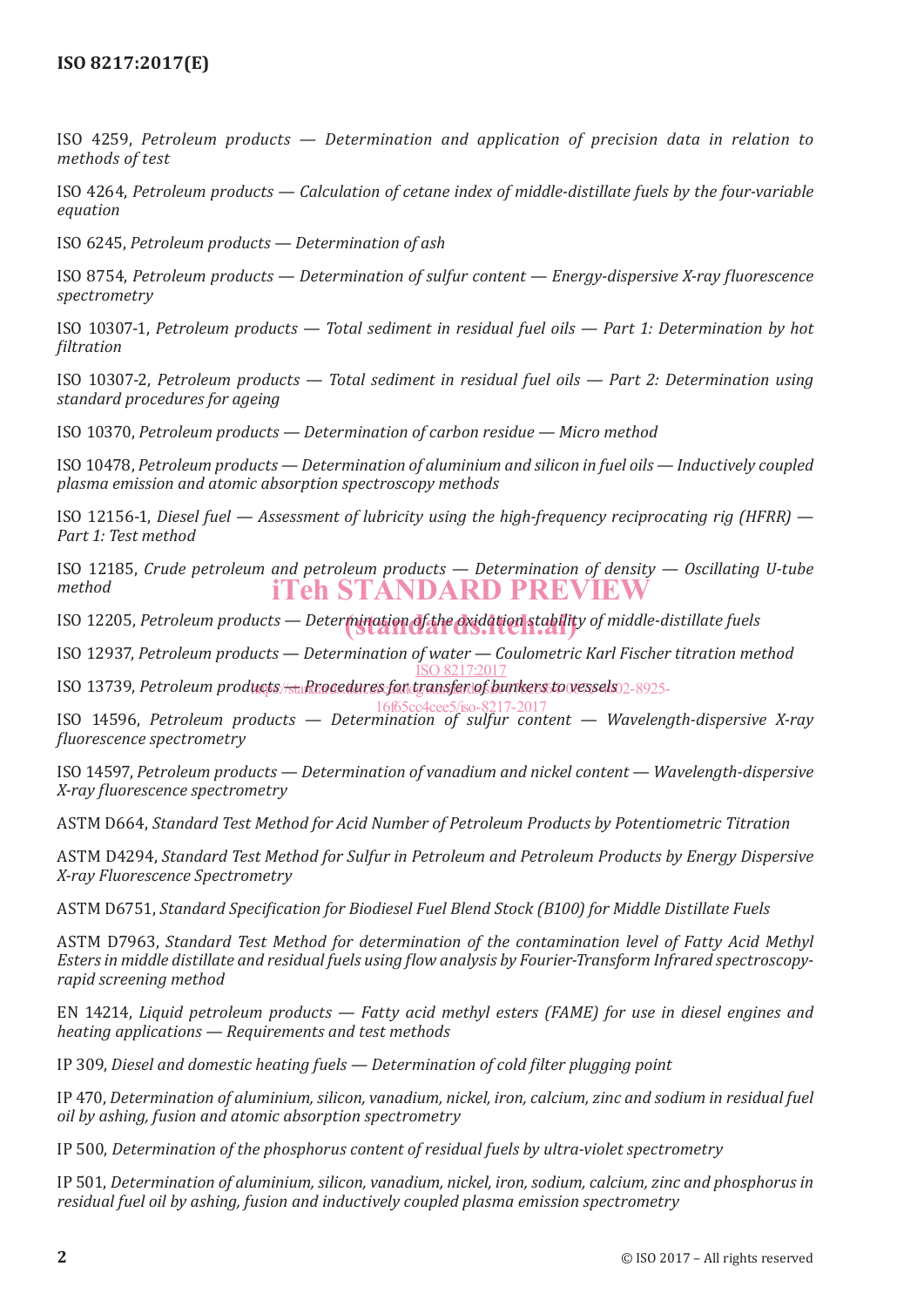ISO 4259, *Petroleum products — Determination and application of precision data in relation to methods of test*

ISO 4264, *Petroleum products — Calculation of cetane index of middle-distillate fuels by the four-variable equation*

ISO 6245, *Petroleum products — Determination of ash*

ISO 8754, *Petroleum products — Determination of sulfur content — Energy-dispersive X-ray fluorescence spectrometry*

ISO 10307-1, *Petroleum products — Total sediment in residual fuel oils — Part 1: Determination by hot filtration*

ISO 10307-2, *Petroleum products — Total sediment in residual fuel oils — Part 2: Determination using standard procedures for ageing*

ISO 10370, *Petroleum products — Determination of carbon residue — Micro method*

ISO 10478, *Petroleum products — Determination of aluminium and silicon in fuel oils — Inductively coupled plasma emission and atomic absorption spectroscopy methods*

ISO 12156-1, *Diesel fuel — Assessment of lubricity using the high-frequency reciprocating rig (HFRR) — Part 1: Test method*

ISO 12185, *Crude petroleum and petroleum products — Determination of density — Oscillating U-tube method*

ISO 12205, *Petroleum products — Determination of the oxidation stability of middle-distillate fuels*

ISO 12937, *Petroleum products — Determination of water — Coulometric Karl Fischer titration method*

ISO 13739, *Petroleum products — Procedures for transfer of bunkers to vessels*

ISO 14596, *Petroleum products — Determination of sulfur content — Wavelength-dispersive X-ray fluorescence spectrometry*

ISO 14597, *Petroleum products — Determination of vanadium and nickel content — Wavelength-dispersive X-ray fluorescence spectrometry*

ASTM D664, *Standard Test Method for Acid Number of Petroleum Products by Potentiometric Titration*

ASTM D4294, *Standard Test Method for Sulfur in Petroleum and Petroleum Products by Energy Dispersive X-ray Fluorescence Spectrometry*

ASTM D6751, *Standard Specification for Biodiesel Fuel Blend Stock (B100) for Middle Distillate Fuels*

ASTM D7963, *Standard Test Method for determination of the contamination level of Fatty Acid Methyl Esters in middle distillate and residual fuels using flow analysis by Fourier-Transform Infrared spectroscopy-rapid screening method*

EN 14214, *Liquid petroleum products — Fatty acid methyl esters (FAME) for use in diesel engines and heating applications — Requirements and test methods*

IP 309, *Diesel and domestic heating fuels — Determination of cold filter plugging point*

IP 470, *Determination of aluminium, silicon, vanadium, nickel, iron, calcium, zinc and sodium in residual fuel oil by ashing, fusion and atomic absorption spectrometry*

IP 500, *Determination of the phosphorus content of residual fuels by ultra-violet spectrometry*

IP 501, *Determination of aluminium, silicon, vanadium, nickel, iron, sodium, calcium, zinc and phosphorus in residual fuel oil by ashing, fusion and inductively coupled plasma emission spectrometry*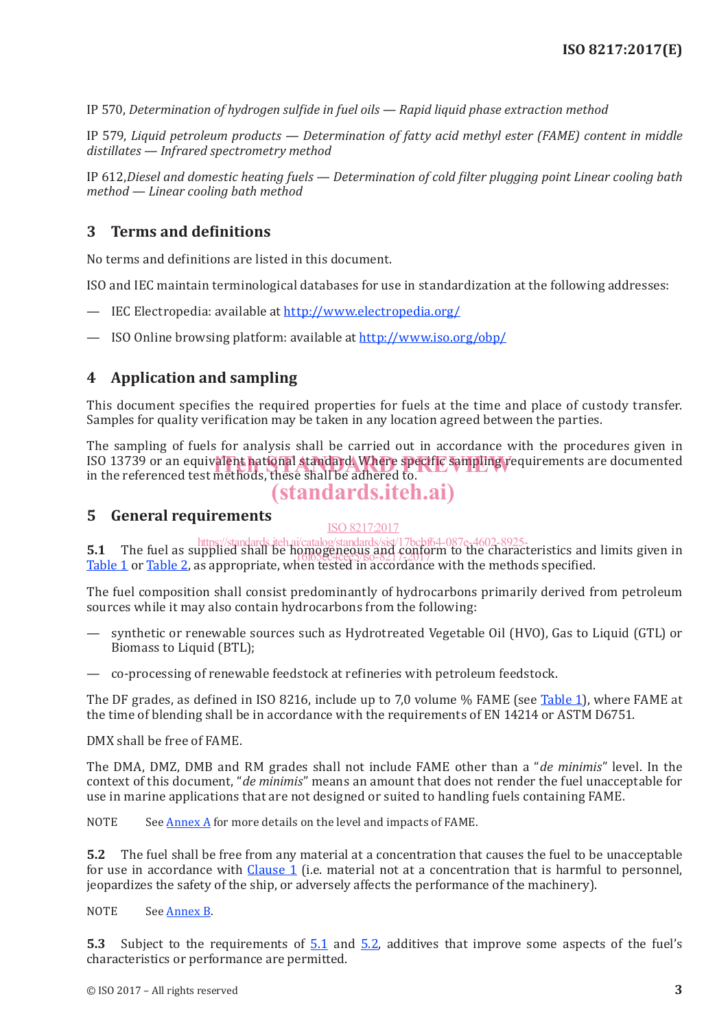IP 570, *Determination of hydrogen sulfide in fuel oils — Rapid liquid phase extraction method*

IP 579, *Liquid petroleum products — Determination of fatty acid methyl ester (FAME) content in middle distillates — Infrared spectrometry method*

IP 612,*Diesel and domestic heating fuels — Determination of cold filter plugging point Linear cooling bath method — Linear cooling bath method*

## 3 Terms and definitions

No terms and definitions are listed in this document.

ISO and IEC maintain terminological databases for use in standardization at the following addresses:

— IEC Electropedia: available at http://www.electropedia.org/

— ISO Online browsing platform: available at http://www.iso.org/obp/

## 4 Application and sampling

This document specifies the required properties for fuels at the time and place of custody transfer. Samples for quality verification may be taken in any location agreed between the parties.

The sampling of fuels for analysis shall be carried out in accordance with the procedures given in ISO 13739 or an equivalent national standard. Where specific sampling requirements are documented in the referenced test methods, these shall be adhered to.

## 5 General requirements

**5.1** The fuel as supplied shall be homogeneous and conform to the characteristics and limits given in Table 1 or Table 2, as appropriate, when tested in accordance with the methods specified.

The fuel composition shall consist predominantly of hydrocarbons primarily derived from petroleum sources while it may also contain hydrocarbons from the following:

— synthetic or renewable sources such as Hydrotreated Vegetable Oil (HVO), Gas to Liquid (GTL) or Biomass to Liquid (BTL);

— co-processing of renewable feedstock at refineries with petroleum feedstock.

The DF grades, as defined in ISO 8216, include up to 7,0 volume % FAME (see Table 1), where FAME at the time of blending shall be in accordance with the requirements of EN 14214 or ASTM D6751.

DMX shall be free of FAME.

The DMA, DMZ, DMB and RM grades shall not include FAME other than a "*de minimis*" level. In the context of this document, "*de minimis*" means an amount that does not render the fuel unacceptable for use in marine applications that are not designed or suited to handling fuels containing FAME.

NOTE See Annex A for more details on the level and impacts of FAME.

**5.2** The fuel shall be free from any material at a concentration that causes the fuel to be unacceptable for use in accordance with Clause 1 (i.e. material not at a concentration that is harmful to personnel, jeopardizes the safety of the ship, or adversely affects the performance of the machinery).

NOTE See Annex B.

**5.3** Subject to the requirements of 5.1 and 5.2, additives that improve some aspects of the fuel's characteristics or performance are permitted.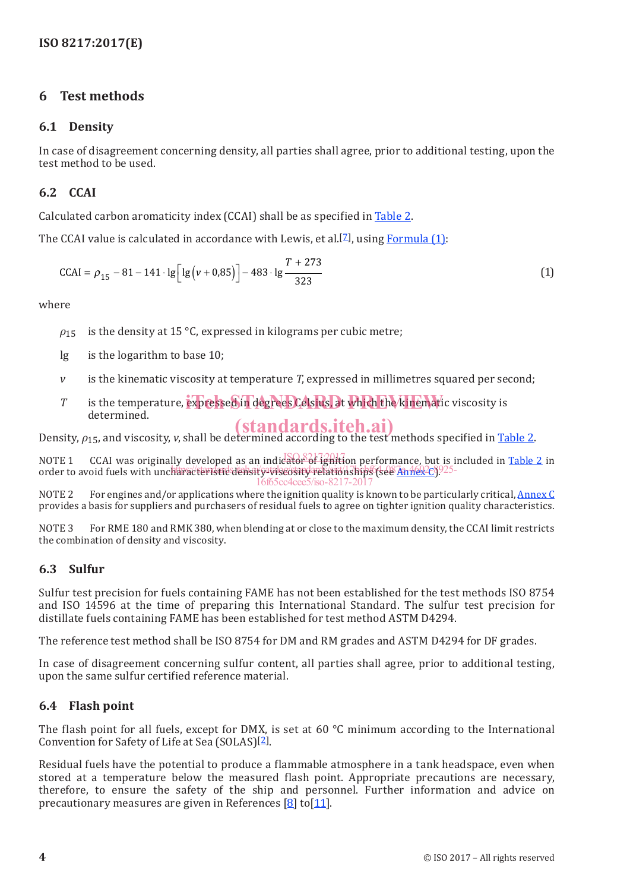## 6 Test methods

### 6.1 Density

In case of disagreement concerning density, all parties shall agree, prior to additional testing, upon the test method to be used.

### 6.2 CCAI

Calculated carbon aromaticity index (CCAI) shall be as specified in Table 2.

The CCAI value is calculated in accordance with Lewis, et al.[7], using Formula (1):

$$\text{CCAI} = \rho_{15} - 81 - 141 \cdot \lg\left[\lg\left(v + 0{,}85\right)\right] - 483 \cdot \lg \frac{T + 273}{323} \tag{1}$$

where

- $\rho_{15}$ is the density at 15 °C, expressed in kilograms per cubic metre;
- lg is the logarithm to base 10;
- $v$ is the kinematic viscosity at temperature $T$, expressed in millimetres squared per second;
- $T$ is the temperature, expressed in degrees Celsius, at which the kinematic viscosity is determined.

Density, $\rho_{15}$, and viscosity, $v$, shall be determined according to the test methods specified in Table 2.

NOTE 1 CCAI was originally developed as an indicator of ignition performance, but is included in Table 2 in order to avoid fuels with uncharacteristic density-viscosity relationships (see Annex C).

NOTE 2 For engines and/or applications where the ignition quality is known to be particularly critical, Annex C provides a basis for suppliers and purchasers of residual fuels to agree on tighter ignition quality characteristics.

NOTE 3 For RME 180 and RMK 380, when blending at or close to the maximum density, the CCAI limit restricts the combination of density and viscosity.

### 6.3 Sulfur

Sulfur test precision for fuels containing FAME has not been established for the test methods ISO 8754 and ISO 14596 at the time of preparing this International Standard. The sulfur test precision for distillate fuels containing FAME has been established for test method ASTM D4294.

The reference test method shall be ISO 8754 for DM and RM grades and ASTM D4294 for DF grades.

In case of disagreement concerning sulfur content, all parties shall agree, prior to additional testing, upon the same sulfur certified reference material.

### 6.4 Flash point

The flash point for all fuels, except for DMX, is set at 60 °C minimum according to the International Convention for Safety of Life at Sea (SOLAS)[2].

Residual fuels have the potential to produce a flammable atmosphere in a tank headspace, even when stored at a temperature below the measured flash point. Appropriate precautions are necessary, therefore, to ensure the safety of the ship and personnel. Further information and advice on precautionary measures are given in References [8] to[11].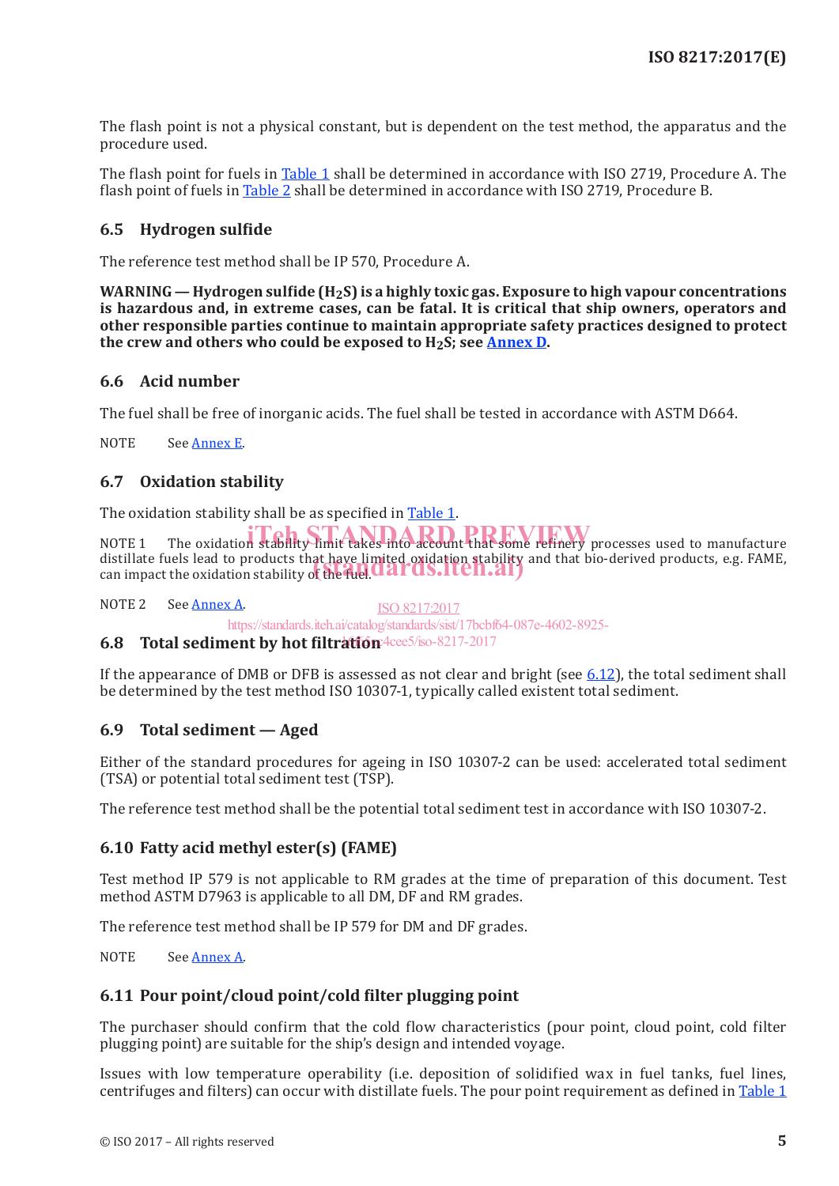The flash point is not a physical constant, but is dependent on the test method, the apparatus and the procedure used.

The flash point for fuels in Table 1 shall be determined in accordance with ISO 2719, Procedure A. The flash point of fuels in Table 2 shall be determined in accordance with ISO 2719, Procedure B.

### 6.5 Hydrogen sulfide

The reference test method shall be IP 570, Procedure A.

**WARNING — Hydrogen sulfide ($H_2S$) is a highly toxic gas. Exposure to high vapour concentrations is hazardous and, in extreme cases, can be fatal. It is critical that ship owners, operators and other responsible parties continue to maintain appropriate safety practices designed to protect the crew and others who could be exposed to $H_2S$; see Annex D.**

### 6.6 Acid number

The fuel shall be free of inorganic acids. The fuel shall be tested in accordance with ASTM D664.

NOTE See Annex E.

### 6.7 Oxidation stability

The oxidation stability shall be as specified in Table 1.

NOTE 1 The oxidation stability limit takes into account that some refinery processes used to manufacture distillate fuels lead to products that have limited oxidation stability and that bio-derived products, e.g. FAME, can impact the oxidation stability of the fuel.

NOTE 2 See Annex A.

### 6.8 Total sediment by hot filtration

If the appearance of DMB or DFB is assessed as not clear and bright (see 6.12), the total sediment shall be determined by the test method ISO 10307-1, typically called existent total sediment.

### 6.9 Total sediment — Aged

Either of the standard procedures for ageing in ISO 10307-2 can be used: accelerated total sediment (TSA) or potential total sediment test (TSP).

The reference test method shall be the potential total sediment test in accordance with ISO 10307-2.

### 6.10 Fatty acid methyl ester(s) (FAME)

Test method IP 579 is not applicable to RM grades at the time of preparation of this document. Test method ASTM D7963 is applicable to all DM, DF and RM grades.

The reference test method shall be IP 579 for DM and DF grades.

NOTE See Annex A.

### 6.11 Pour point/cloud point/cold filter plugging point

The purchaser should confirm that the cold flow characteristics (pour point, cloud point, cold filter plugging point) are suitable for the ship's design and intended voyage.

Issues with low temperature operability (i.e. deposition of solidified wax in fuel tanks, fuel lines, centrifuges and filters) can occur with distillate fuels. The pour point requirement as defined in Table 1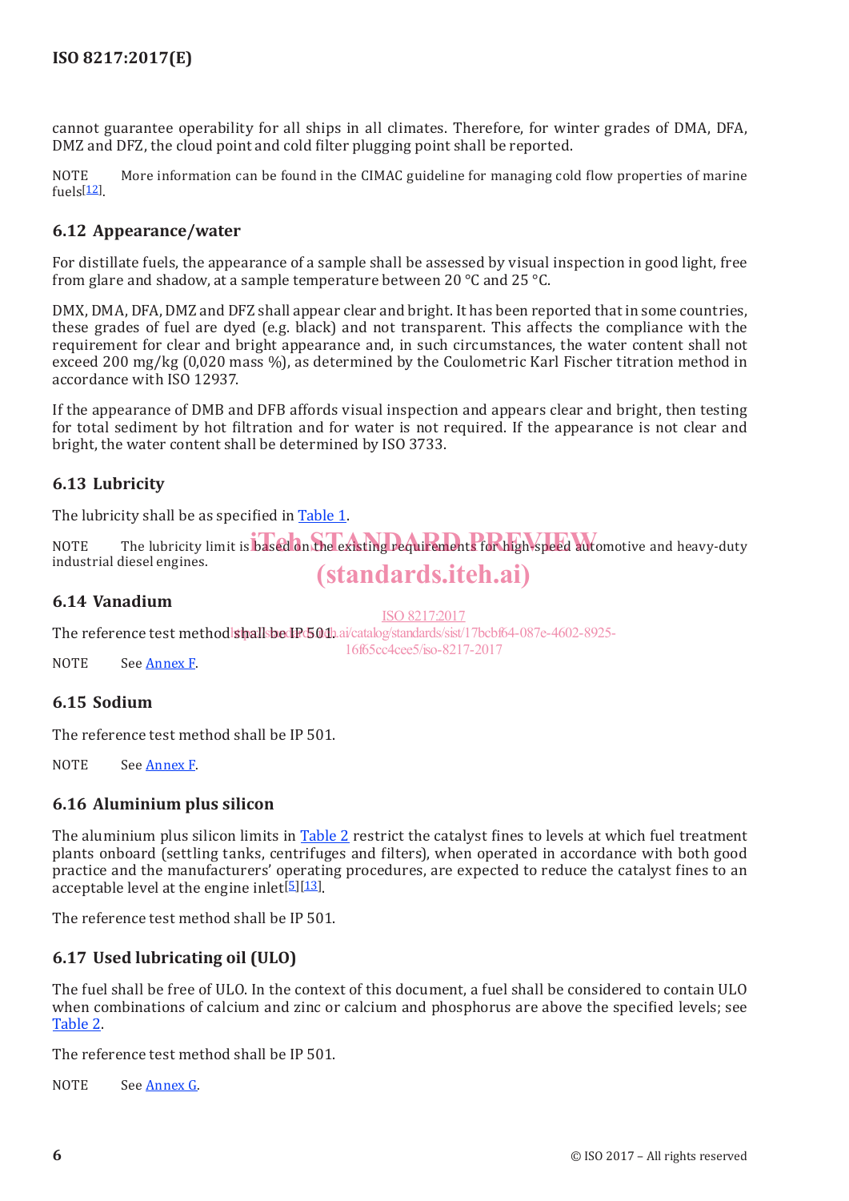cannot guarantee operability for all ships in all climates. Therefore, for winter grades of DMA, DFA, DMZ and DFZ, the cloud point and cold filter plugging point shall be reported.

NOTE More information can be found in the CIMAC guideline for managing cold flow properties of marine fuels[12].

## 6.12 Appearance/water

For distillate fuels, the appearance of a sample shall be assessed by visual inspection in good light, free from glare and shadow, at a sample temperature between 20 °C and 25 °C.

DMX, DMA, DFA, DMZ and DFZ shall appear clear and bright. It has been reported that in some countries, these grades of fuel are dyed (e.g. black) and not transparent. This affects the compliance with the requirement for clear and bright appearance and, in such circumstances, the water content shall not exceed 200 mg/kg (0,020 mass %), as determined by the Coulometric Karl Fischer titration method in accordance with ISO 12937.

If the appearance of DMB and DFB affords visual inspection and appears clear and bright, then testing for total sediment by hot filtration and for water is not required. If the appearance is not clear and bright, the water content shall be determined by ISO 3733.

## 6.13 Lubricity

The lubricity shall be as specified in Table 1.

NOTE The lubricity limit is based on the existing requirements for high-speed automotive and heavy-duty industrial diesel engines.

## 6.14 Vanadium

The reference test method shall be IP 501.

NOTE See Annex F.

## 6.15 Sodium

The reference test method shall be IP 501.

NOTE See Annex F.

## 6.16 Aluminium plus silicon

The aluminium plus silicon limits in Table 2 restrict the catalyst fines to levels at which fuel treatment plants onboard (settling tanks, centrifuges and filters), when operated in accordance with both good practice and the manufacturers' operating procedures, are expected to reduce the catalyst fines to an acceptable level at the engine inlet[5][13].

The reference test method shall be IP 501.

## 6.17 Used lubricating oil (ULO)

The fuel shall be free of ULO. In the context of this document, a fuel shall be considered to contain ULO when combinations of calcium and zinc or calcium and phosphorus are above the specified levels; see Table 2.

The reference test method shall be IP 501.

NOTE See Annex G.